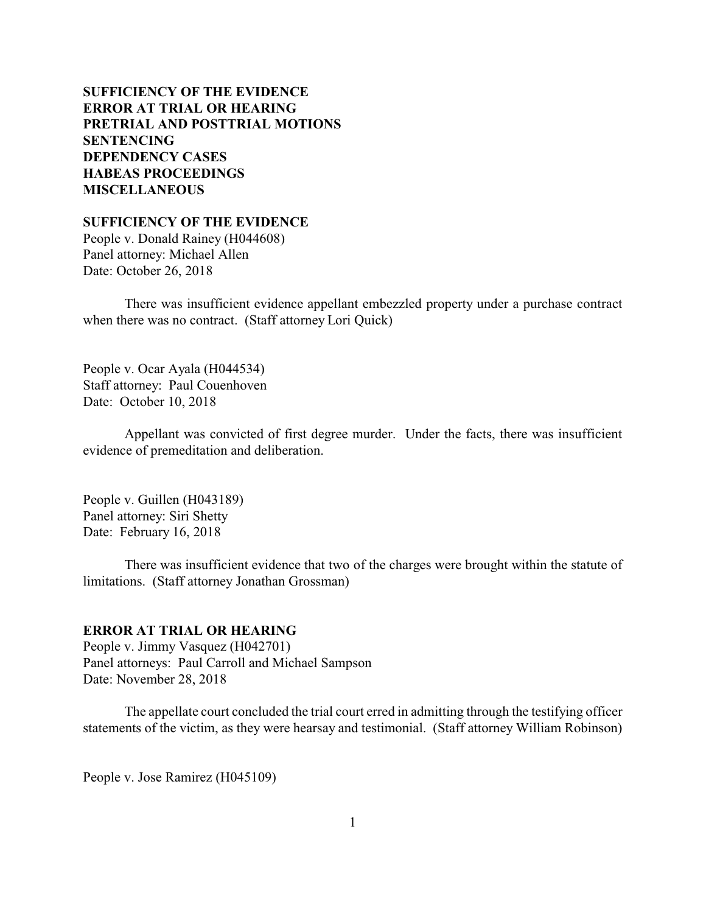**SUFFICIENCY OF THE EVIDENCE**
**ERROR AT TRIAL OR HEARING**
**PRETRIAL AND POSTTRIAL MOTIONS**
**SENTENCING**
**DEPENDENCY CASES**
**HABEAS PROCEEDINGS**
**MISCELLANEOUS**

## SUFFICIENCY OF THE EVIDENCE

People v. Donald Rainey (H044608)
Panel attorney: Michael Allen
Date: October 26, 2018

There was insufficient evidence appellant embezzled property under a purchase contract when there was no contract. (Staff attorney Lori Quick)

People v. Ocar Ayala (H044534)
Staff attorney: Paul Couenhoven
Date: October 10, 2018

Appellant was convicted of first degree murder. Under the facts, there was insufficient evidence of premeditation and deliberation.

People v. Guillen (H043189)
Panel attorney: Siri Shetty
Date: February 16, 2018

There was insufficient evidence that two of the charges were brought within the statute of limitations. (Staff attorney Jonathan Grossman)

## ERROR AT TRIAL OR HEARING

People v. Jimmy Vasquez (H042701)
Panel attorneys: Paul Carroll and Michael Sampson
Date: November 28, 2018

The appellate court concluded the trial court erred in admitting through the testifying officer statements of the victim, as they were hearsay and testimonial. (Staff attorney William Robinson)

People v. Jose Ramirez (H045109)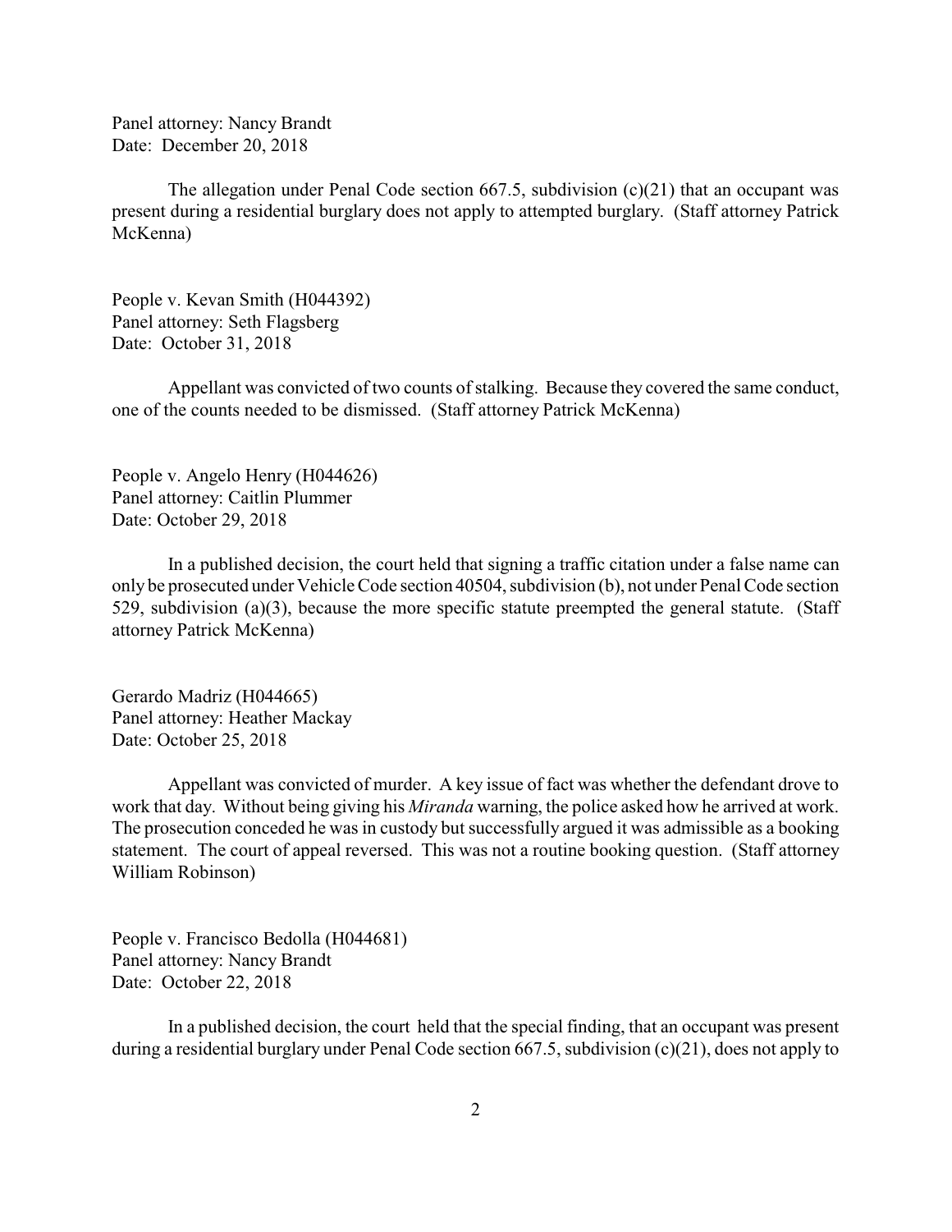Panel attorney: Nancy Brandt
Date: December 20, 2018

The allegation under Penal Code section 667.5, subdivision (c)(21) that an occupant was present during a residential burglary does not apply to attempted burglary. (Staff attorney Patrick McKenna)

People v. Kevan Smith (H044392)
Panel attorney: Seth Flagsberg
Date: October 31, 2018

Appellant was convicted of two counts of stalking. Because they covered the same conduct, one of the counts needed to be dismissed. (Staff attorney Patrick McKenna)

People v. Angelo Henry (H044626)
Panel attorney: Caitlin Plummer
Date: October 29, 2018

In a published decision, the court held that signing a traffic citation under a false name can only be prosecuted under Vehicle Code section 40504, subdivision (b), not under Penal Code section 529, subdivision (a)(3), because the more specific statute preempted the general statute. (Staff attorney Patrick McKenna)

Gerardo Madriz (H044665)
Panel attorney: Heather Mackay
Date: October 25, 2018

Appellant was convicted of murder. A key issue of fact was whether the defendant drove to work that day. Without being giving his *Miranda* warning, the police asked how he arrived at work. The prosecution conceded he was in custody but successfully argued it was admissible as a booking statement. The court of appeal reversed. This was not a routine booking question. (Staff attorney William Robinson)

People v. Francisco Bedolla (H044681)
Panel attorney: Nancy Brandt
Date: October 22, 2018

In a published decision, the court held that the special finding, that an occupant was present during a residential burglary under Penal Code section 667.5, subdivision (c)(21), does not apply to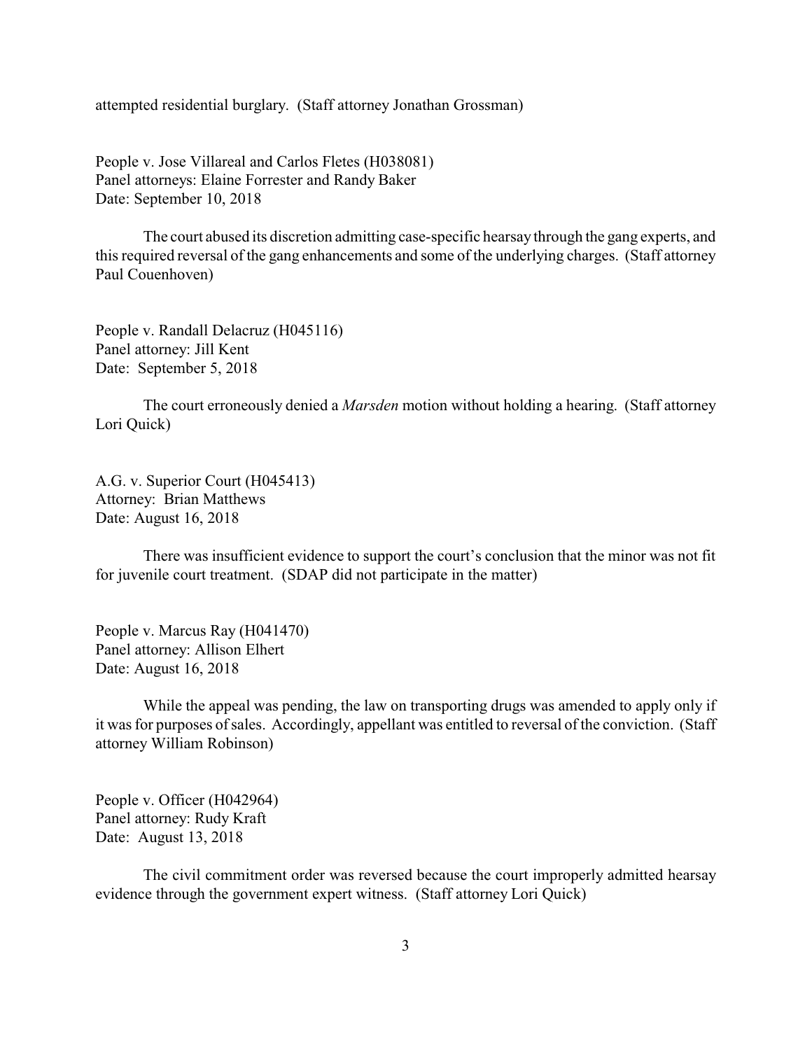attempted residential burglary. (Staff attorney Jonathan Grossman)

People v. Jose Villareal and Carlos Fletes (H038081)
Panel attorneys: Elaine Forrester and Randy Baker
Date: September 10, 2018

The court abused its discretion admitting case-specific hearsay through the gang experts, and this required reversal of the gang enhancements and some of the underlying charges. (Staff attorney Paul Couenhoven)

People v. Randall Delacruz (H045116)
Panel attorney: Jill Kent
Date: September 5, 2018

The court erroneously denied a *Marsden* motion without holding a hearing. (Staff attorney Lori Quick)

A.G. v. Superior Court (H045413)
Attorney: Brian Matthews
Date: August 16, 2018

There was insufficient evidence to support the court's conclusion that the minor was not fit for juvenile court treatment. (SDAP did not participate in the matter)

People v. Marcus Ray (H041470)
Panel attorney: Allison Elhert
Date: August 16, 2018

While the appeal was pending, the law on transporting drugs was amended to apply only if it was for purposes of sales. Accordingly, appellant was entitled to reversal of the conviction. (Staff attorney William Robinson)

People v. Officer (H042964)
Panel attorney: Rudy Kraft
Date: August 13, 2018

The civil commitment order was reversed because the court improperly admitted hearsay evidence through the government expert witness. (Staff attorney Lori Quick)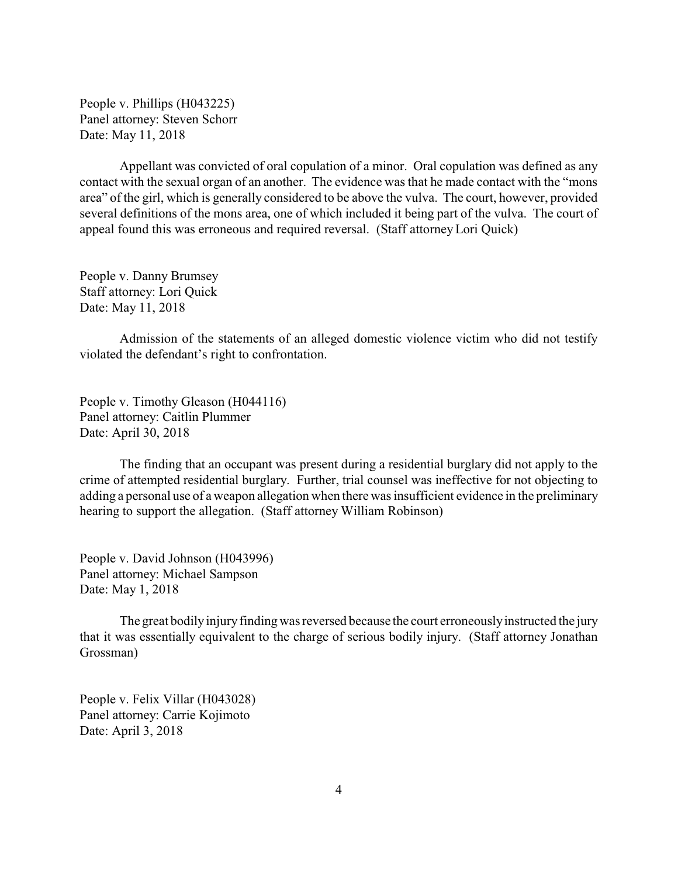People v. Phillips (H043225)
Panel attorney: Steven Schorr
Date: May 11, 2018

Appellant was convicted of oral copulation of a minor. Oral copulation was defined as any contact with the sexual organ of an another. The evidence was that he made contact with the "mons area" of the girl, which is generally considered to be above the vulva. The court, however, provided several definitions of the mons area, one of which included it being part of the vulva. The court of appeal found this was erroneous and required reversal. (Staff attorney Lori Quick)

People v. Danny Brumsey
Staff attorney: Lori Quick
Date: May 11, 2018

Admission of the statements of an alleged domestic violence victim who did not testify violated the defendant's right to confrontation.

People v. Timothy Gleason (H044116)
Panel attorney: Caitlin Plummer
Date: April 30, 2018

The finding that an occupant was present during a residential burglary did not apply to the crime of attempted residential burglary. Further, trial counsel was ineffective for not objecting to adding a personal use of a weapon allegation when there was insufficient evidence in the preliminary hearing to support the allegation. (Staff attorney William Robinson)

People v. David Johnson (H043996)
Panel attorney: Michael Sampson
Date: May 1, 2018

The great bodily injury finding was reversed because the court erroneously instructed the jury that it was essentially equivalent to the charge of serious bodily injury. (Staff attorney Jonathan Grossman)

People v. Felix Villar (H043028)
Panel attorney: Carrie Kojimoto
Date: April 3, 2018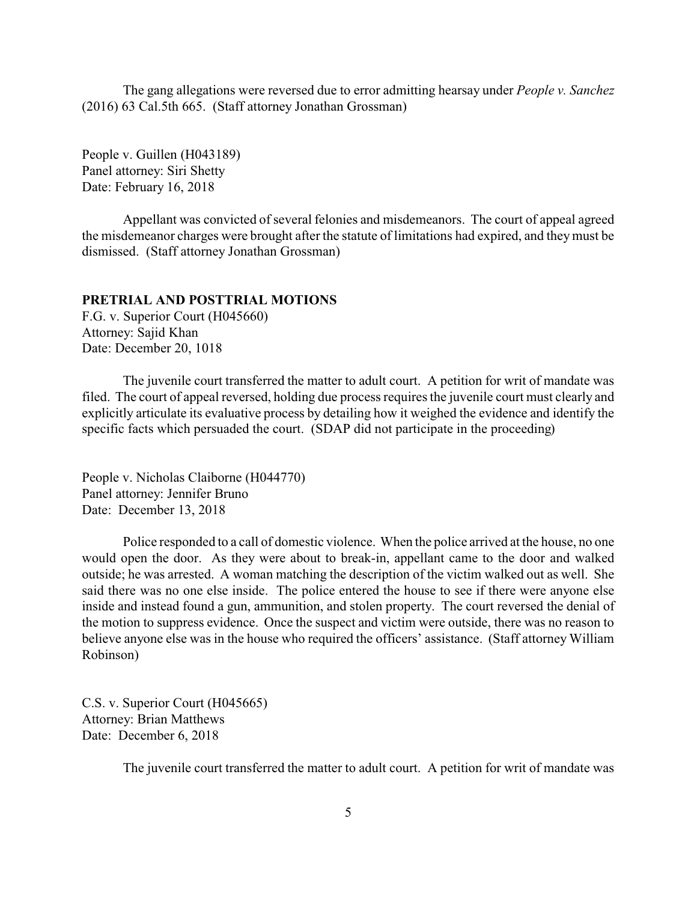The gang allegations were reversed due to error admitting hearsay under *People v. Sanchez* (2016) 63 Cal.5th 665. (Staff attorney Jonathan Grossman)

People v. Guillen (H043189)
Panel attorney: Siri Shetty
Date: February 16, 2018

Appellant was convicted of several felonies and misdemeanors. The court of appeal agreed the misdemeanor charges were brought after the statute of limitations had expired, and they must be dismissed. (Staff attorney Jonathan Grossman)

**PRETRIAL AND POSTTRIAL MOTIONS**

F.G. v. Superior Court (H045660)
Attorney: Sajid Khan
Date: December 20, 1018

The juvenile court transferred the matter to adult court. A petition for writ of mandate was filed. The court of appeal reversed, holding due process requires the juvenile court must clearly and explicitly articulate its evaluative process by detailing how it weighed the evidence and identify the specific facts which persuaded the court. (SDAP did not participate in the proceeding)

People v. Nicholas Claiborne (H044770)
Panel attorney: Jennifer Bruno
Date: December 13, 2018

Police responded to a call of domestic violence. When the police arrived at the house, no one would open the door. As they were about to break-in, appellant came to the door and walked outside; he was arrested. A woman matching the description of the victim walked out as well. She said there was no one else inside. The police entered the house to see if there were anyone else inside and instead found a gun, ammunition, and stolen property. The court reversed the denial of the motion to suppress evidence. Once the suspect and victim were outside, there was no reason to believe anyone else was in the house who required the officers' assistance. (Staff attorney William Robinson)

C.S. v. Superior Court (H045665)
Attorney: Brian Matthews
Date: December 6, 2018

The juvenile court transferred the matter to adult court. A petition for writ of mandate was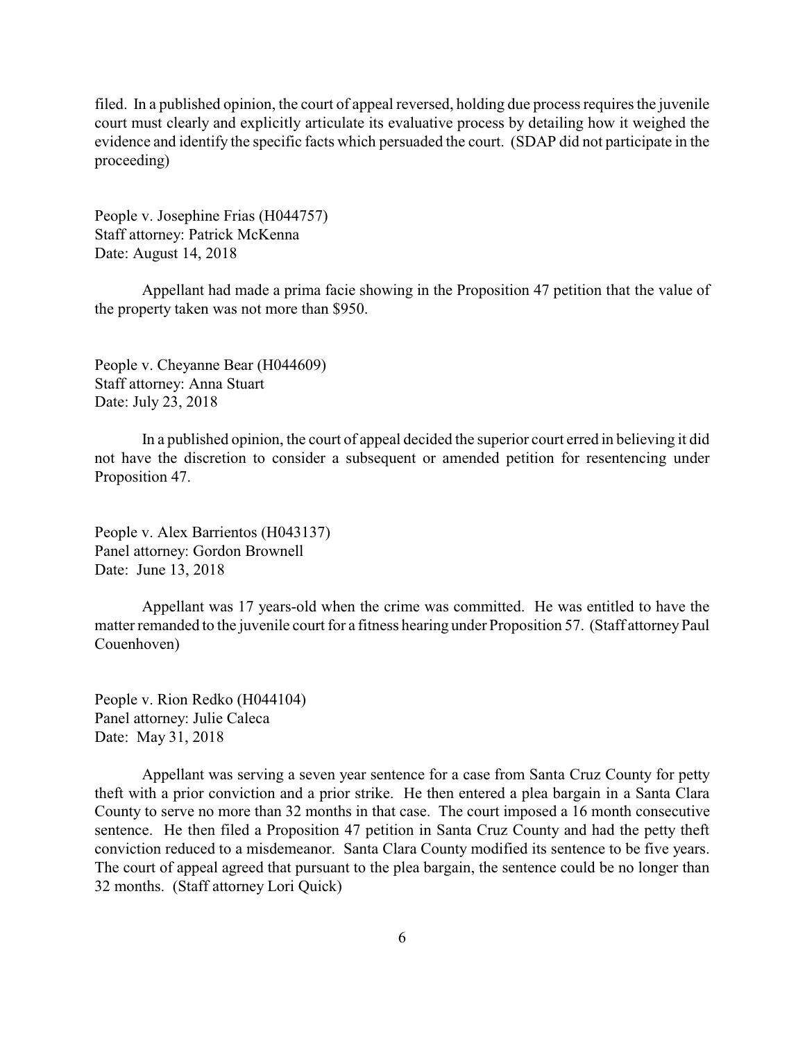filed. In a published opinion, the court of appeal reversed, holding due process requires the juvenile court must clearly and explicitly articulate its evaluative process by detailing how it weighed the evidence and identify the specific facts which persuaded the court. (SDAP did not participate in the proceeding)

People v. Josephine Frias (H044757)
Staff attorney: Patrick McKenna
Date: August 14, 2018

Appellant had made a prima facie showing in the Proposition 47 petition that the value of the property taken was not more than $950.

People v. Cheyanne Bear (H044609)
Staff attorney: Anna Stuart
Date: July 23, 2018

In a published opinion, the court of appeal decided the superior court erred in believing it did not have the discretion to consider a subsequent or amended petition for resentencing under Proposition 47.

People v. Alex Barrientos (H043137)
Panel attorney: Gordon Brownell
Date: June 13, 2018

Appellant was 17 years-old when the crime was committed. He was entitled to have the matter remanded to the juvenile court for a fitness hearing under Proposition 57. (Staff attorney Paul Couenhoven)

People v. Rion Redko (H044104)
Panel attorney: Julie Caleca
Date: May 31, 2018

Appellant was serving a seven year sentence for a case from Santa Cruz County for petty theft with a prior conviction and a prior strike. He then entered a plea bargain in a Santa Clara County to serve no more than 32 months in that case. The court imposed a 16 month consecutive sentence. He then filed a Proposition 47 petition in Santa Cruz County and had the petty theft conviction reduced to a misdemeanor. Santa Clara County modified its sentence to be five years. The court of appeal agreed that pursuant to the plea bargain, the sentence could be no longer than 32 months. (Staff attorney Lori Quick)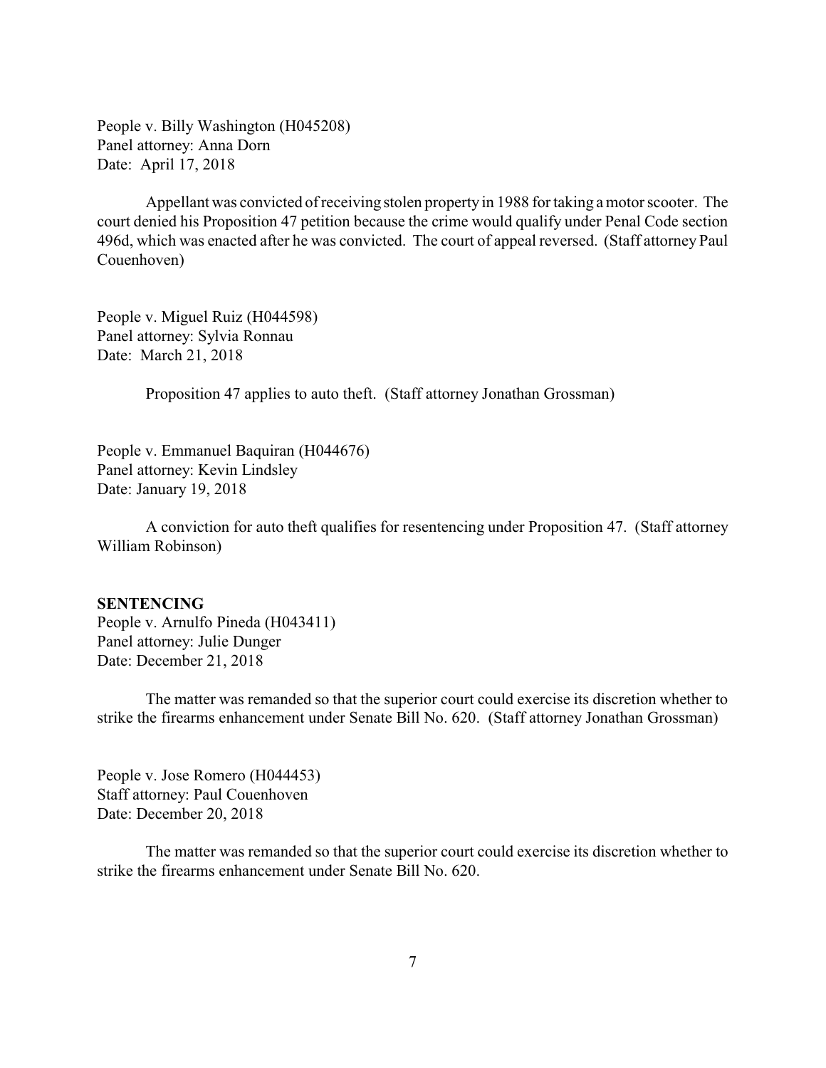People v. Billy Washington (H045208)
Panel attorney: Anna Dorn
Date: April 17, 2018

Appellant was convicted of receiving stolen property in 1988 for taking a motor scooter. The court denied his Proposition 47 petition because the crime would qualify under Penal Code section 496d, which was enacted after he was convicted. The court of appeal reversed. (Staff attorney Paul Couenhoven)

People v. Miguel Ruiz (H044598)
Panel attorney: Sylvia Ronnau
Date: March 21, 2018

Proposition 47 applies to auto theft. (Staff attorney Jonathan Grossman)

People v. Emmanuel Baquiran (H044676)
Panel attorney: Kevin Lindsley
Date: January 19, 2018

A conviction for auto theft qualifies for resentencing under Proposition 47. (Staff attorney William Robinson)

**SENTENCING**

People v. Arnulfo Pineda (H043411)
Panel attorney: Julie Dunger
Date: December 21, 2018

The matter was remanded so that the superior court could exercise its discretion whether to strike the firearms enhancement under Senate Bill No. 620. (Staff attorney Jonathan Grossman)

People v. Jose Romero (H044453)
Staff attorney: Paul Couenhoven
Date: December 20, 2018

The matter was remanded so that the superior court could exercise its discretion whether to strike the firearms enhancement under Senate Bill No. 620.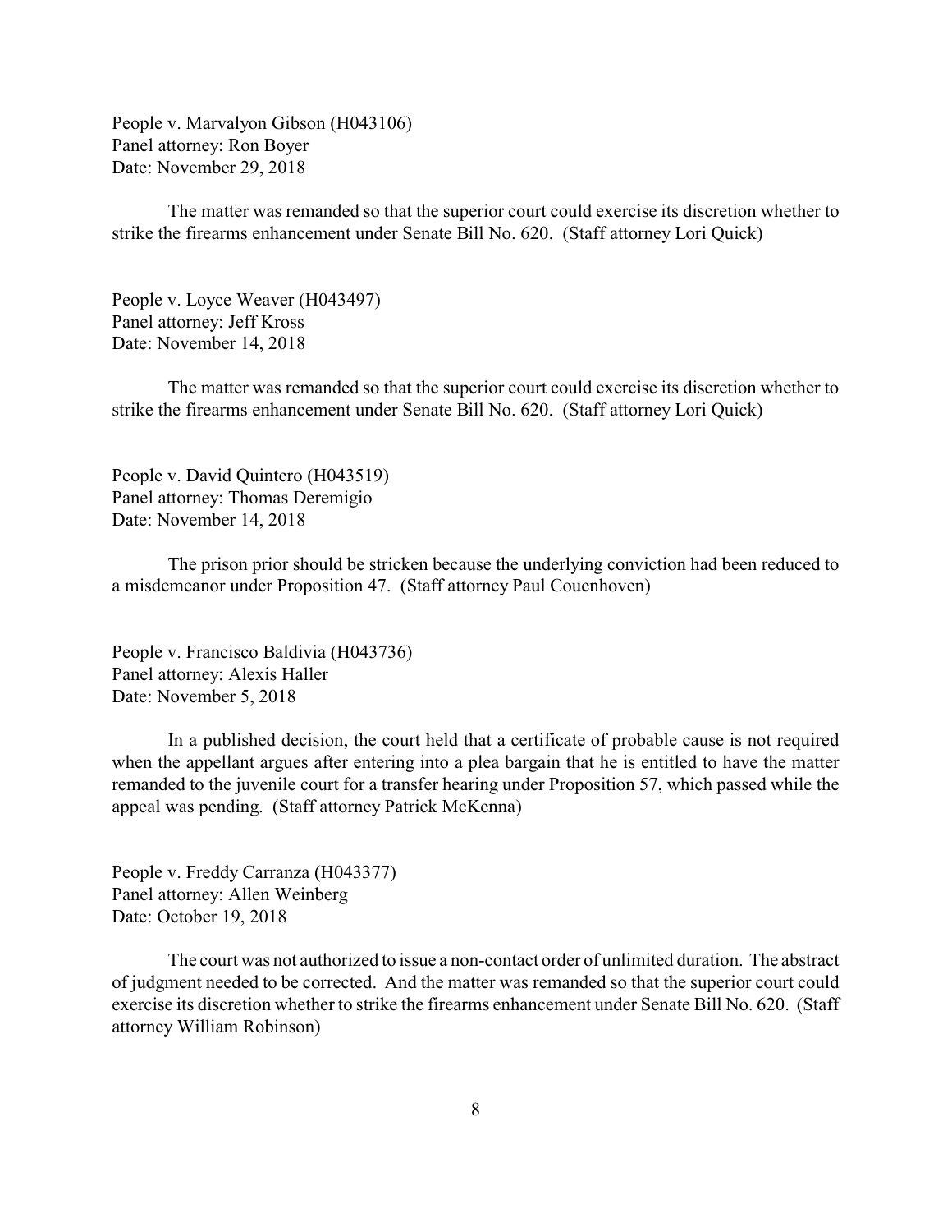People v. Marvalyon Gibson (H043106)
Panel attorney: Ron Boyer
Date: November 29, 2018

The matter was remanded so that the superior court could exercise its discretion whether to strike the firearms enhancement under Senate Bill No. 620. (Staff attorney Lori Quick)

People v. Loyce Weaver (H043497)
Panel attorney: Jeff Kross
Date: November 14, 2018

The matter was remanded so that the superior court could exercise its discretion whether to strike the firearms enhancement under Senate Bill No. 620. (Staff attorney Lori Quick)

People v. David Quintero (H043519)
Panel attorney: Thomas Deremigio
Date: November 14, 2018

The prison prior should be stricken because the underlying conviction had been reduced to a misdemeanor under Proposition 47. (Staff attorney Paul Couenhoven)

People v. Francisco Baldivia (H043736)
Panel attorney: Alexis Haller
Date: November 5, 2018

In a published decision, the court held that a certificate of probable cause is not required when the appellant argues after entering into a plea bargain that he is entitled to have the matter remanded to the juvenile court for a transfer hearing under Proposition 57, which passed while the appeal was pending. (Staff attorney Patrick McKenna)

People v. Freddy Carranza (H043377)
Panel attorney: Allen Weinberg
Date: October 19, 2018

The court was not authorized to issue a non-contact order of unlimited duration. The abstract of judgment needed to be corrected. And the matter was remanded so that the superior court could exercise its discretion whether to strike the firearms enhancement under Senate Bill No. 620. (Staff attorney William Robinson)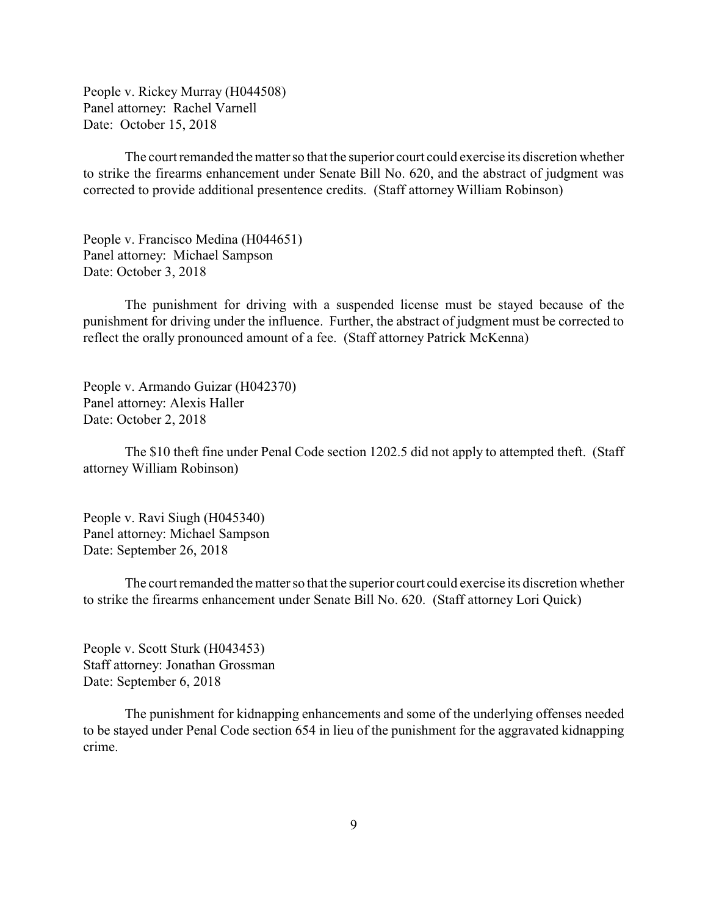People v. Rickey Murray (H044508)
Panel attorney: Rachel Varnell
Date: October 15, 2018

The court remanded the matter so that the superior court could exercise its discretion whether to strike the firearms enhancement under Senate Bill No. 620, and the abstract of judgment was corrected to provide additional presentence credits. (Staff attorney William Robinson)

People v. Francisco Medina (H044651)
Panel attorney: Michael Sampson
Date: October 3, 2018

The punishment for driving with a suspended license must be stayed because of the punishment for driving under the influence. Further, the abstract of judgment must be corrected to reflect the orally pronounced amount of a fee. (Staff attorney Patrick McKenna)

People v. Armando Guizar (H042370)
Panel attorney: Alexis Haller
Date: October 2, 2018

The $10 theft fine under Penal Code section 1202.5 did not apply to attempted theft. (Staff attorney William Robinson)

People v. Ravi Siugh (H045340)
Panel attorney: Michael Sampson
Date: September 26, 2018

The court remanded the matter so that the superior court could exercise its discretion whether to strike the firearms enhancement under Senate Bill No. 620. (Staff attorney Lori Quick)

People v. Scott Sturk (H043453)
Staff attorney: Jonathan Grossman
Date: September 6, 2018

The punishment for kidnapping enhancements and some of the underlying offenses needed to be stayed under Penal Code section 654 in lieu of the punishment for the aggravated kidnapping crime.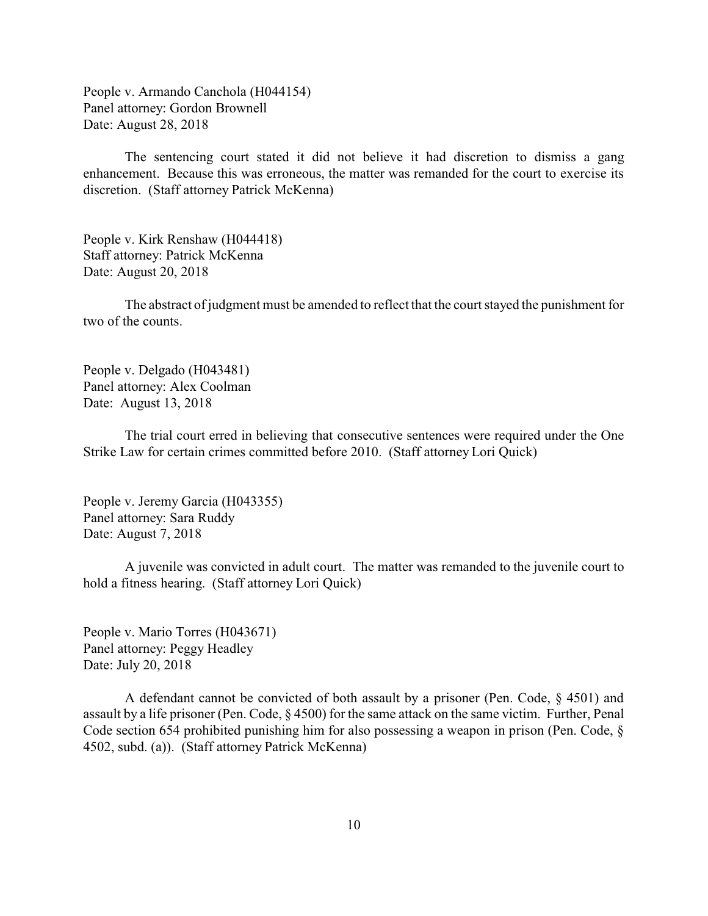People v. Armando Canchola (H044154)
Panel attorney: Gordon Brownell
Date: August 28, 2018

The sentencing court stated it did not believe it had discretion to dismiss a gang enhancement. Because this was erroneous, the matter was remanded for the court to exercise its discretion. (Staff attorney Patrick McKenna)

People v. Kirk Renshaw (H044418)
Staff attorney: Patrick McKenna
Date: August 20, 2018

The abstract of judgment must be amended to reflect that the court stayed the punishment for two of the counts.

People v. Delgado (H043481)
Panel attorney: Alex Coolman
Date: August 13, 2018

The trial court erred in believing that consecutive sentences were required under the One Strike Law for certain crimes committed before 2010. (Staff attorney Lori Quick)

People v. Jeremy Garcia (H043355)
Panel attorney: Sara Ruddy
Date: August 7, 2018

A juvenile was convicted in adult court. The matter was remanded to the juvenile court to hold a fitness hearing. (Staff attorney Lori Quick)

People v. Mario Torres (H043671)
Panel attorney: Peggy Headley
Date: July 20, 2018

A defendant cannot be convicted of both assault by a prisoner (Pen. Code, § 4501) and assault by a life prisoner (Pen. Code, § 4500) for the same attack on the same victim. Further, Penal Code section 654 prohibited punishing him for also possessing a weapon in prison (Pen. Code, § 4502, subd. (a)). (Staff attorney Patrick McKenna)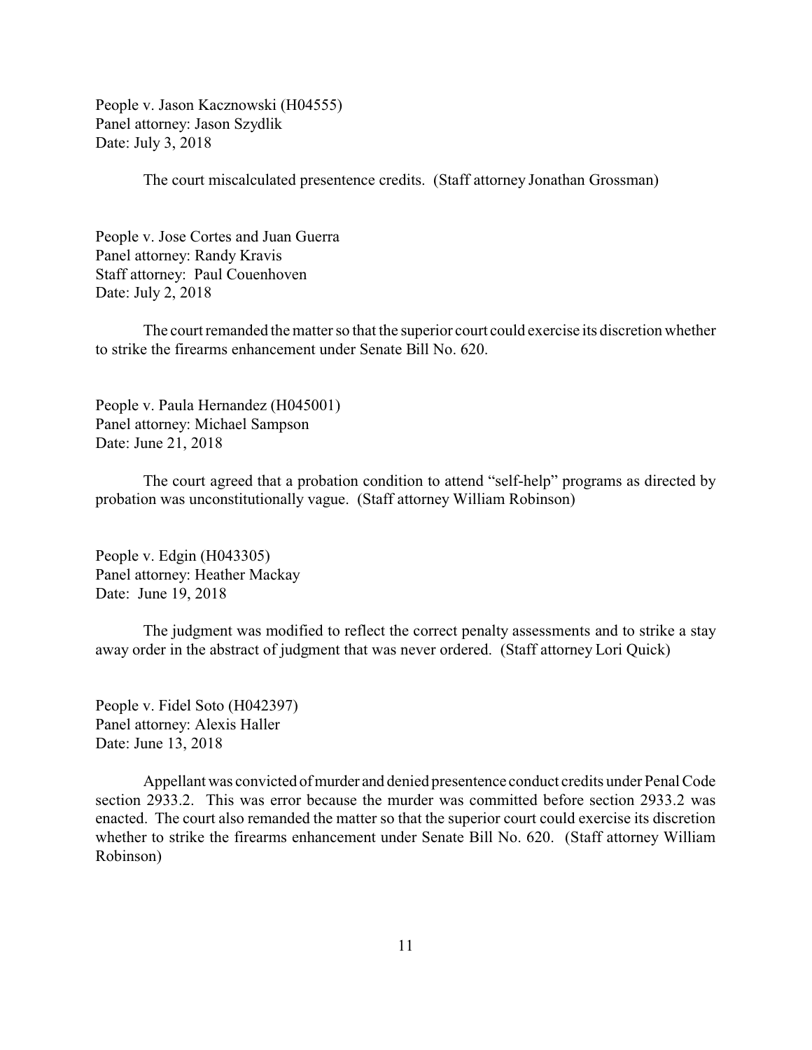People v. Jason Kacznowski (H04555)
Panel attorney: Jason Szydlik
Date: July 3, 2018

The court miscalculated presentence credits. (Staff attorney Jonathan Grossman)

People v. Jose Cortes and Juan Guerra
Panel attorney: Randy Kravis
Staff attorney: Paul Couenhoven
Date: July 2, 2018

The court remanded the matter so that the superior court could exercise its discretion whether to strike the firearms enhancement under Senate Bill No. 620.

People v. Paula Hernandez (H045001)
Panel attorney: Michael Sampson
Date: June 21, 2018

The court agreed that a probation condition to attend "self-help" programs as directed by probation was unconstitutionally vague. (Staff attorney William Robinson)

People v. Edgin (H043305)
Panel attorney: Heather Mackay
Date: June 19, 2018

The judgment was modified to reflect the correct penalty assessments and to strike a stay away order in the abstract of judgment that was never ordered. (Staff attorney Lori Quick)

People v. Fidel Soto (H042397)
Panel attorney: Alexis Haller
Date: June 13, 2018

Appellant was convicted of murder and denied presentence conduct credits under Penal Code section 2933.2. This was error because the murder was committed before section 2933.2 was enacted. The court also remanded the matter so that the superior court could exercise its discretion whether to strike the firearms enhancement under Senate Bill No. 620. (Staff attorney William Robinson)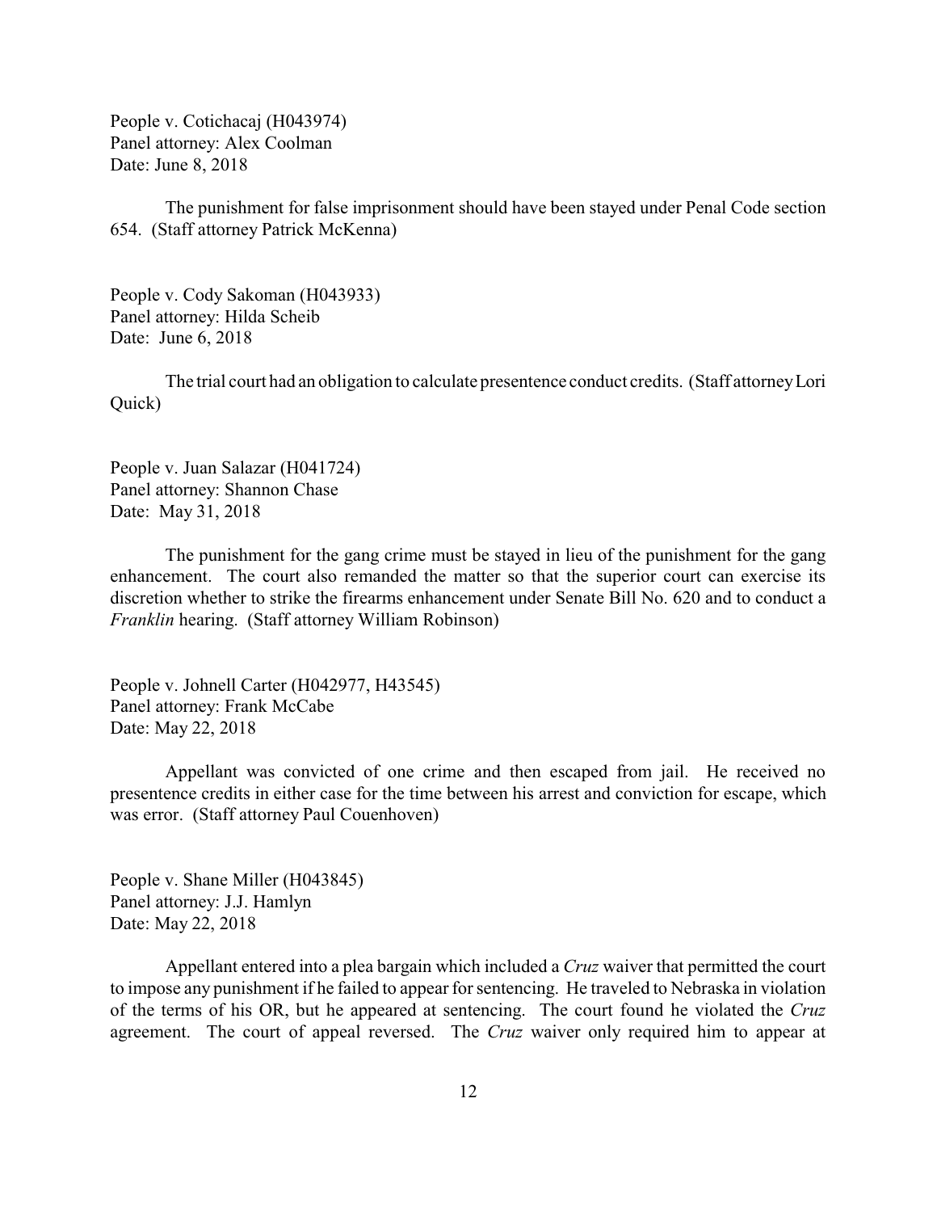People v. Cotichacaj (H043974)
Panel attorney: Alex Coolman
Date: June 8, 2018

The punishment for false imprisonment should have been stayed under Penal Code section 654. (Staff attorney Patrick McKenna)

People v. Cody Sakoman (H043933)
Panel attorney: Hilda Scheib
Date: June 6, 2018

The trial court had an obligation to calculate presentence conduct credits. (Staff attorney Lori Quick)

People v. Juan Salazar (H041724)
Panel attorney: Shannon Chase
Date: May 31, 2018

The punishment for the gang crime must be stayed in lieu of the punishment for the gang enhancement. The court also remanded the matter so that the superior court can exercise its discretion whether to strike the firearms enhancement under Senate Bill No. 620 and to conduct a *Franklin* hearing. (Staff attorney William Robinson)

People v. Johnell Carter (H042977, H43545)
Panel attorney: Frank McCabe
Date: May 22, 2018

Appellant was convicted of one crime and then escaped from jail. He received no presentence credits in either case for the time between his arrest and conviction for escape, which was error. (Staff attorney Paul Couenhoven)

People v. Shane Miller (H043845)
Panel attorney: J.J. Hamlyn
Date: May 22, 2018

Appellant entered into a plea bargain which included a *Cruz* waiver that permitted the court to impose any punishment if he failed to appear for sentencing. He traveled to Nebraska in violation of the terms of his OR, but he appeared at sentencing. The court found he violated the *Cruz* agreement. The court of appeal reversed. The *Cruz* waiver only required him to appear at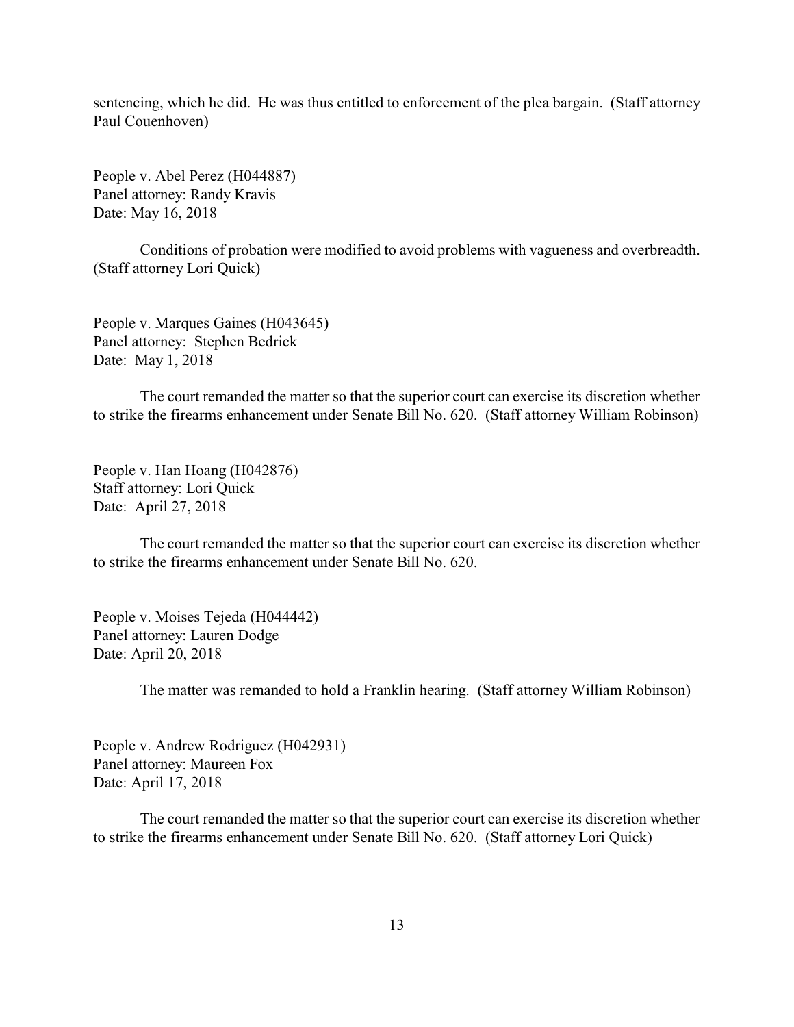sentencing, which he did. He was thus entitled to enforcement of the plea bargain. (Staff attorney Paul Couenhoven)

People v. Abel Perez (H044887)
Panel attorney: Randy Kravis
Date: May 16, 2018

Conditions of probation were modified to avoid problems with vagueness and overbreadth. (Staff attorney Lori Quick)

People v. Marques Gaines (H043645)
Panel attorney: Stephen Bedrick
Date: May 1, 2018

The court remanded the matter so that the superior court can exercise its discretion whether to strike the firearms enhancement under Senate Bill No. 620. (Staff attorney William Robinson)

People v. Han Hoang (H042876)
Staff attorney: Lori Quick
Date: April 27, 2018

The court remanded the matter so that the superior court can exercise its discretion whether to strike the firearms enhancement under Senate Bill No. 620.

People v. Moises Tejeda (H044442)
Panel attorney: Lauren Dodge
Date: April 20, 2018

The matter was remanded to hold a Franklin hearing. (Staff attorney William Robinson)

People v. Andrew Rodriguez (H042931)
Panel attorney: Maureen Fox
Date: April 17, 2018

The court remanded the matter so that the superior court can exercise its discretion whether to strike the firearms enhancement under Senate Bill No. 620. (Staff attorney Lori Quick)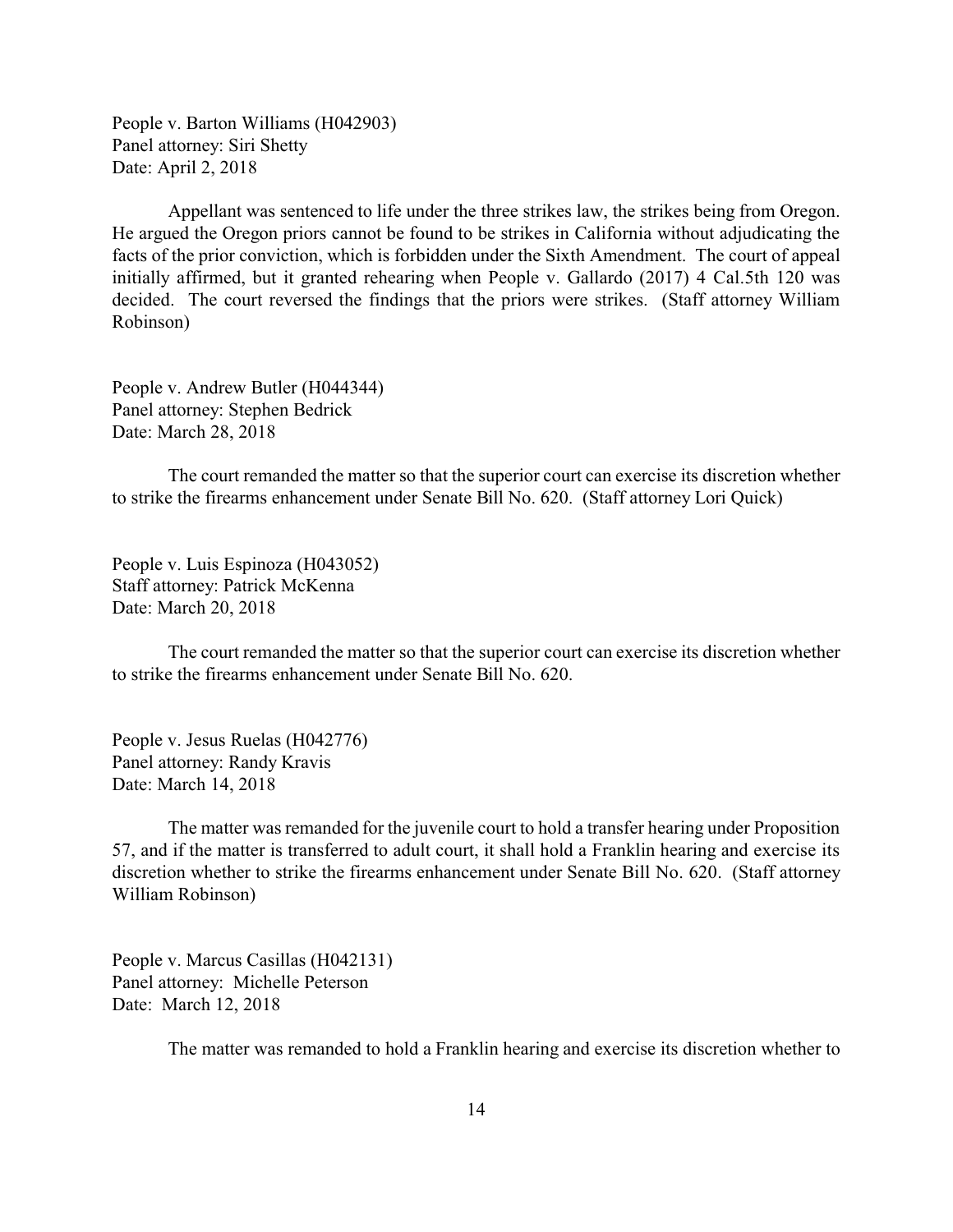People v. Barton Williams (H042903)
Panel attorney: Siri Shetty
Date: April 2, 2018

Appellant was sentenced to life under the three strikes law, the strikes being from Oregon. He argued the Oregon priors cannot be found to be strikes in California without adjudicating the facts of the prior conviction, which is forbidden under the Sixth Amendment. The court of appeal initially affirmed, but it granted rehearing when People v. Gallardo (2017) 4 Cal.5th 120 was decided. The court reversed the findings that the priors were strikes. (Staff attorney William Robinson)

People v. Andrew Butler (H044344)
Panel attorney: Stephen Bedrick
Date: March 28, 2018

The court remanded the matter so that the superior court can exercise its discretion whether to strike the firearms enhancement under Senate Bill No. 620. (Staff attorney Lori Quick)

People v. Luis Espinoza (H043052)
Staff attorney: Patrick McKenna
Date: March 20, 2018

The court remanded the matter so that the superior court can exercise its discretion whether to strike the firearms enhancement under Senate Bill No. 620.

People v. Jesus Ruelas (H042776)
Panel attorney: Randy Kravis
Date: March 14, 2018

The matter was remanded for the juvenile court to hold a transfer hearing under Proposition 57, and if the matter is transferred to adult court, it shall hold a Franklin hearing and exercise its discretion whether to strike the firearms enhancement under Senate Bill No. 620. (Staff attorney William Robinson)

People v. Marcus Casillas (H042131)
Panel attorney: Michelle Peterson
Date: March 12, 2018

The matter was remanded to hold a Franklin hearing and exercise its discretion whether to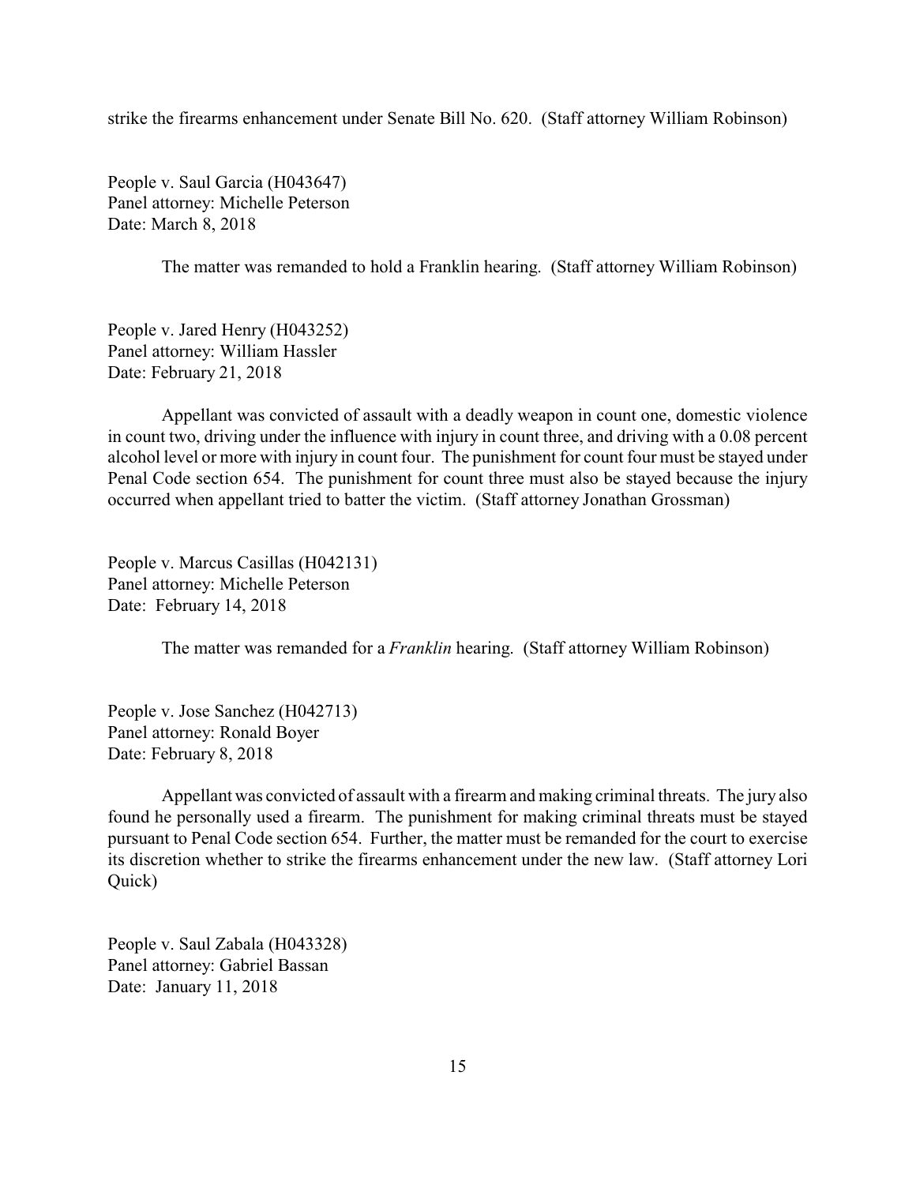strike the firearms enhancement under Senate Bill No. 620. (Staff attorney William Robinson)

People v. Saul Garcia (H043647)
Panel attorney: Michelle Peterson
Date: March 8, 2018

The matter was remanded to hold a Franklin hearing. (Staff attorney William Robinson)

People v. Jared Henry (H043252)
Panel attorney: William Hassler
Date: February 21, 2018

Appellant was convicted of assault with a deadly weapon in count one, domestic violence in count two, driving under the influence with injury in count three, and driving with a 0.08 percent alcohol level or more with injury in count four. The punishment for count four must be stayed under Penal Code section 654. The punishment for count three must also be stayed because the injury occurred when appellant tried to batter the victim. (Staff attorney Jonathan Grossman)

People v. Marcus Casillas (H042131)
Panel attorney: Michelle Peterson
Date: February 14, 2018

The matter was remanded for a *Franklin* hearing. (Staff attorney William Robinson)

People v. Jose Sanchez (H042713)
Panel attorney: Ronald Boyer
Date: February 8, 2018

Appellant was convicted of assault with a firearm and making criminal threats. The jury also found he personally used a firearm. The punishment for making criminal threats must be stayed pursuant to Penal Code section 654. Further, the matter must be remanded for the court to exercise its discretion whether to strike the firearms enhancement under the new law. (Staff attorney Lori Quick)

People v. Saul Zabala (H043328)
Panel attorney: Gabriel Bassan
Date: January 11, 2018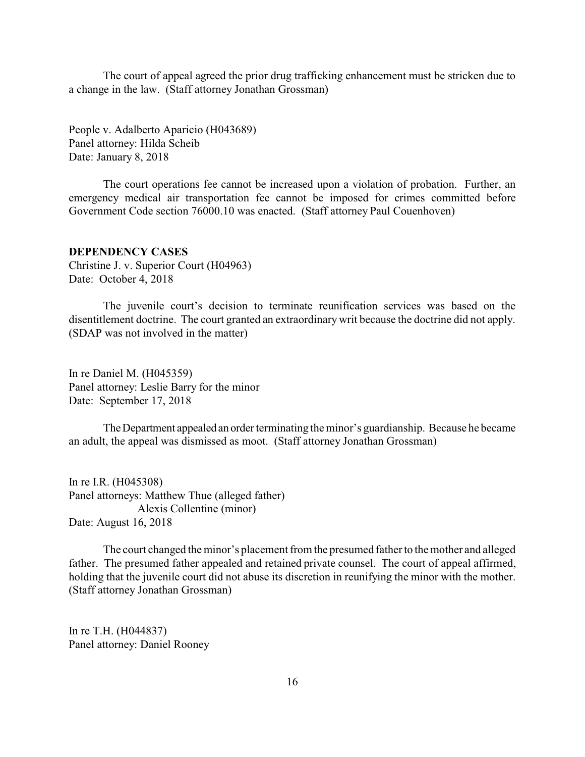The court of appeal agreed the prior drug trafficking enhancement must be stricken due to a change in the law. (Staff attorney Jonathan Grossman)

People v. Adalberto Aparicio (H043689)
Panel attorney: Hilda Scheib
Date: January 8, 2018

The court operations fee cannot be increased upon a violation of probation. Further, an emergency medical air transportation fee cannot be imposed for crimes committed before Government Code section 76000.10 was enacted. (Staff attorney Paul Couenhoven)

**DEPENDENCY CASES**

Christine J. v. Superior Court (H04963)
Date: October 4, 2018

The juvenile court's decision to terminate reunification services was based on the disentitlement doctrine. The court granted an extraordinary writ because the doctrine did not apply. (SDAP was not involved in the matter)

In re Daniel M. (H045359)
Panel attorney: Leslie Barry for the minor
Date: September 17, 2018

The Department appealed an order terminating the minor's guardianship. Because he became an adult, the appeal was dismissed as moot. (Staff attorney Jonathan Grossman)

In re I.R. (H045308)
Panel attorneys: Matthew Thue (alleged father)
Alexis Collentine (minor)
Date: August 16, 2018

The court changed the minor's placement from the presumed father to the mother and alleged father. The presumed father appealed and retained private counsel. The court of appeal affirmed, holding that the juvenile court did not abuse its discretion in reunifying the minor with the mother. (Staff attorney Jonathan Grossman)

In re T.H. (H044837)
Panel attorney: Daniel Rooney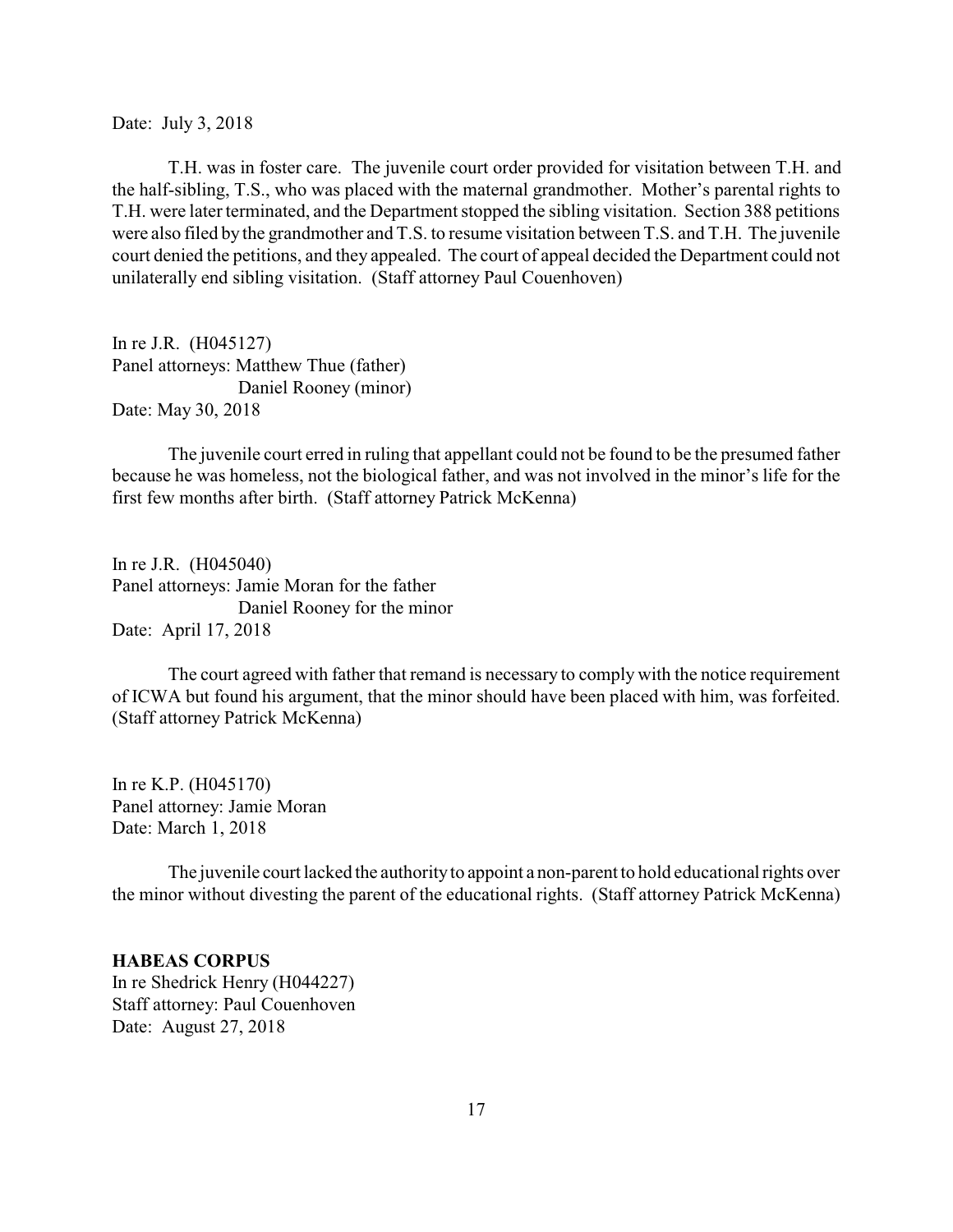Date: July 3, 2018

T.H. was in foster care. The juvenile court order provided for visitation between T.H. and the half-sibling, T.S., who was placed with the maternal grandmother. Mother's parental rights to T.H. were later terminated, and the Department stopped the sibling visitation. Section 388 petitions were also filed by the grandmother and T.S. to resume visitation between T.S. and T.H. The juvenile court denied the petitions, and they appealed. The court of appeal decided the Department could not unilaterally end sibling visitation. (Staff attorney Paul Couenhoven)

In re J.R. (H045127)
Panel attorneys: Matthew Thue (father)
Daniel Rooney (minor)
Date: May 30, 2018

The juvenile court erred in ruling that appellant could not be found to be the presumed father because he was homeless, not the biological father, and was not involved in the minor's life for the first few months after birth. (Staff attorney Patrick McKenna)

In re J.R. (H045040)
Panel attorneys: Jamie Moran for the father
Daniel Rooney for the minor
Date: April 17, 2018

The court agreed with father that remand is necessary to comply with the notice requirement of ICWA but found his argument, that the minor should have been placed with him, was forfeited. (Staff attorney Patrick McKenna)

In re K.P. (H045170)
Panel attorney: Jamie Moran
Date: March 1, 2018

The juvenile court lacked the authority to appoint a non-parent to hold educational rights over the minor without divesting the parent of the educational rights. (Staff attorney Patrick McKenna)

**HABEAS CORPUS**
In re Shedrick Henry (H044227)
Staff attorney: Paul Couenhoven
Date: August 27, 2018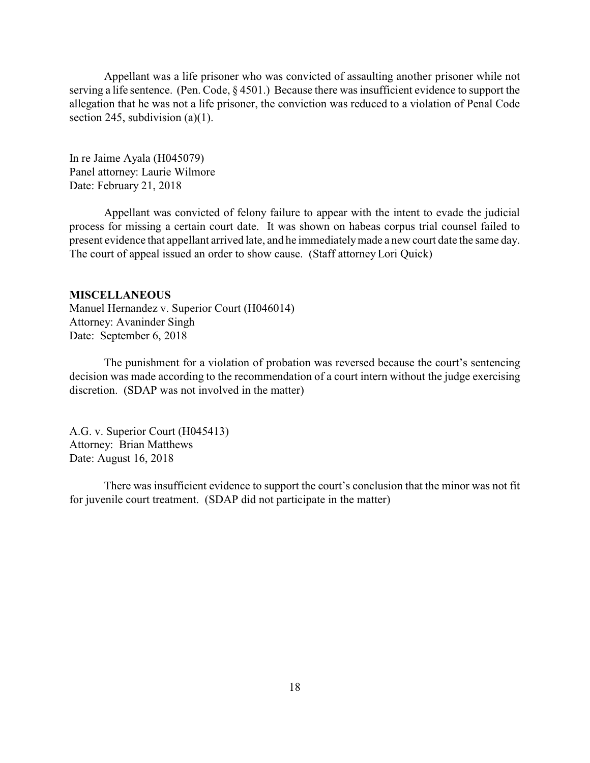Appellant was a life prisoner who was convicted of assaulting another prisoner while not serving a life sentence. (Pen. Code, § 4501.) Because there was insufficient evidence to support the allegation that he was not a life prisoner, the conviction was reduced to a violation of Penal Code section 245, subdivision (a)(1).

In re Jaime Ayala (H045079)
Panel attorney: Laurie Wilmore
Date: February 21, 2018

Appellant was convicted of felony failure to appear with the intent to evade the judicial process for missing a certain court date. It was shown on habeas corpus trial counsel failed to present evidence that appellant arrived late, and he immediately made a new court date the same day. The court of appeal issued an order to show cause. (Staff attorney Lori Quick)

**MISCELLANEOUS**
Manuel Hernandez v. Superior Court (H046014)
Attorney: Avaninder Singh
Date: September 6, 2018

The punishment for a violation of probation was reversed because the court's sentencing decision was made according to the recommendation of a court intern without the judge exercising discretion. (SDAP was not involved in the matter)

A.G. v. Superior Court (H045413)
Attorney: Brian Matthews
Date: August 16, 2018

There was insufficient evidence to support the court's conclusion that the minor was not fit for juvenile court treatment. (SDAP did not participate in the matter)